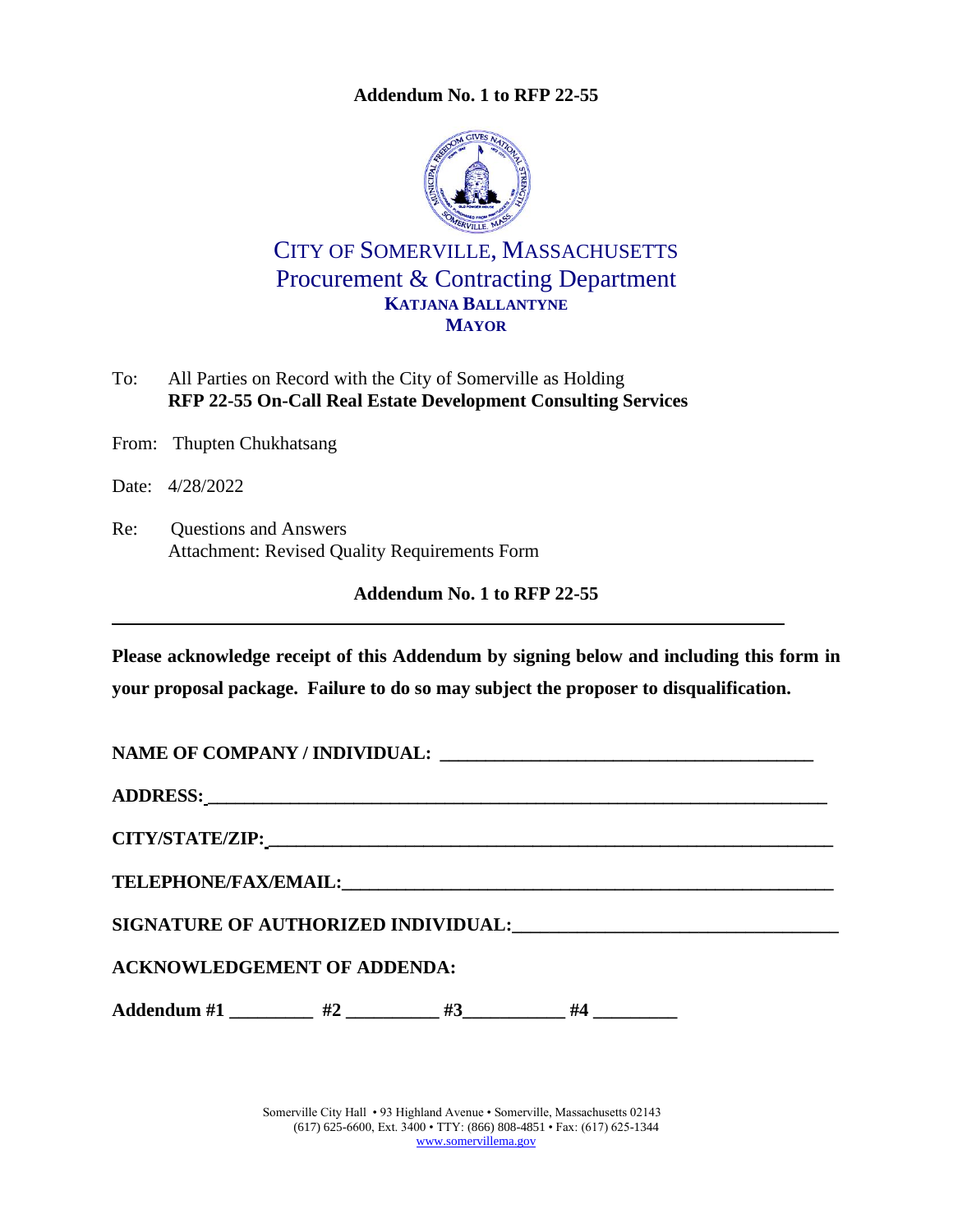**Addendum No. 1 to RFP 22-55**

# CITY OF SOMERVILLE, MASSACHUSETTS

## Procurement & Contracting Department

**KATJANA BALLANTYNE**
**MAYOR**

To: All Parties on Record with the City of Somerville as Holding
**RFP 22-55 On-Call Real Estate Development Consulting Services**

From: Thupten Chukhatsang

Date: 4/28/2022

Re: Questions and Answers
Attachment: Revised Quality Requirements Form

**Addendum No. 1 to RFP 22-55**

---

**Please acknowledge receipt of this Addendum by signing below and including this form in your proposal package. Failure to do so may subject the proposer to disqualification.**

**NAME OF COMPANY / INDIVIDUAL:** ________________________________________

**ADDRESS:** ________________________________________________________________

**CITY/STATE/ZIP:** ___________________________________________________________

**TELEPHONE/FAX/EMAIL:** _____________________________________________________

**SIGNATURE OF AUTHORIZED INDIVIDUAL:** _________________________________

**ACKNOWLEDGEMENT OF ADDENDA:**

**Addendum #1** _________ **#2** __________ **#3** ___________ **#4** _________

Somerville City Hall • 93 Highland Avenue • Somerville, Massachusetts 02143
(617) 625-6600, Ext. 3400 • TTY: (866) 808-4851 • Fax: (617) 625-1344
www.somervillema.gov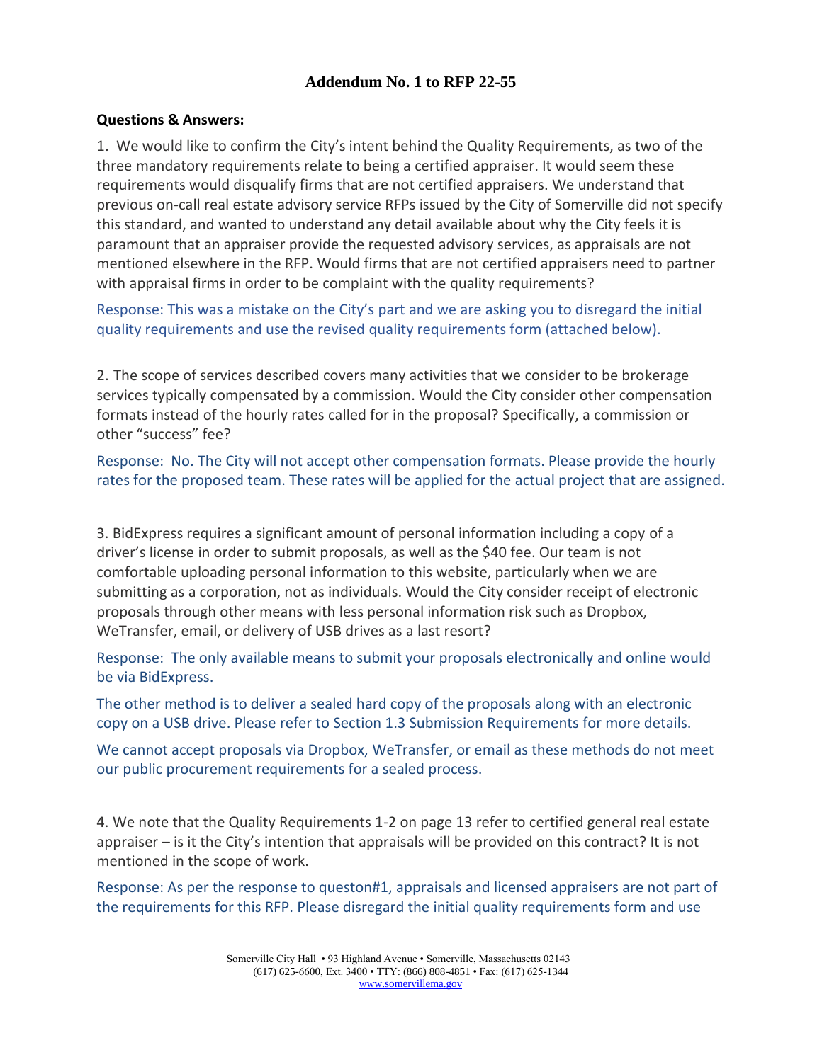## Addendum No. 1 to RFP 22-55

**Questions & Answers:**

1. We would like to confirm the City's intent behind the Quality Requirements, as two of the three mandatory requirements relate to being a certified appraiser. It would seem these requirements would disqualify firms that are not certified appraisers. We understand that previous on-call real estate advisory service RFPs issued by the City of Somerville did not specify this standard, and wanted to understand any detail available about why the City feels it is paramount that an appraiser provide the requested advisory services, as appraisals are not mentioned elsewhere in the RFP. Would firms that are not certified appraisers need to partner with appraisal firms in order to be complaint with the quality requirements?

Response: This was a mistake on the City's part and we are asking you to disregard the initial quality requirements and use the revised quality requirements form (attached below).

2. The scope of services described covers many activities that we consider to be brokerage services typically compensated by a commission. Would the City consider other compensation formats instead of the hourly rates called for in the proposal? Specifically, a commission or other "success" fee?

Response: No. The City will not accept other compensation formats. Please provide the hourly rates for the proposed team. These rates will be applied for the actual project that are assigned.

3. BidExpress requires a significant amount of personal information including a copy of a driver's license in order to submit proposals, as well as the $40 fee. Our team is not comfortable uploading personal information to this website, particularly when we are submitting as a corporation, not as individuals. Would the City consider receipt of electronic proposals through other means with less personal information risk such as Dropbox, WeTransfer, email, or delivery of USB drives as a last resort?

Response: The only available means to submit your proposals electronically and online would be via BidExpress.

The other method is to deliver a sealed hard copy of the proposals along with an electronic copy on a USB drive. Please refer to Section 1.3 Submission Requirements for more details.

We cannot accept proposals via Dropbox, WeTransfer, or email as these methods do not meet our public procurement requirements for a sealed process.

4. We note that the Quality Requirements 1-2 on page 13 refer to certified general real estate appraiser – is it the City's intention that appraisals will be provided on this contract? It is not mentioned in the scope of work.

Response: As per the response to queston#1, appraisals and licensed appraisers are not part of the requirements for this RFP. Please disregard the initial quality requirements form and use

Somerville City Hall • 93 Highland Avenue • Somerville, Massachusetts 02143
(617) 625-6600, Ext. 3400 • TTY: (866) 808-4851 • Fax: (617) 625-1344
www.somervillema.gov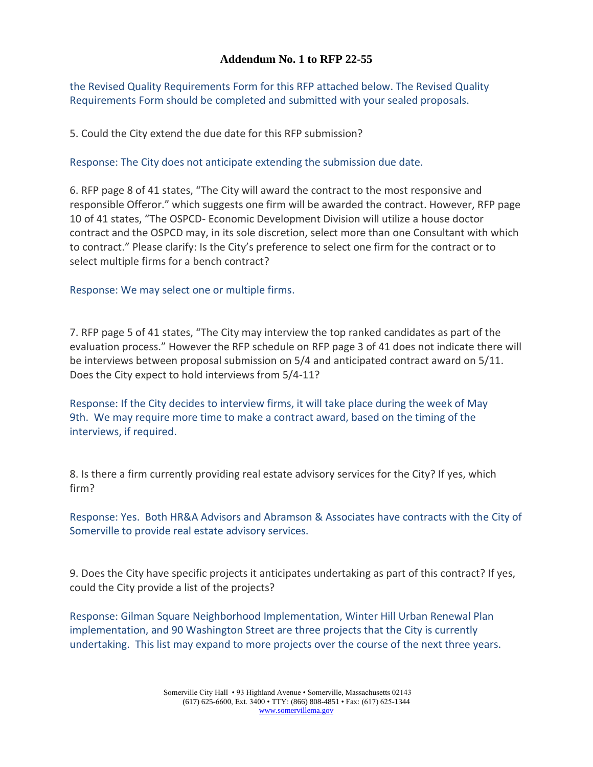the Revised Quality Requirements Form for this RFP attached below. The Revised Quality Requirements Form should be completed and submitted with your sealed proposals.

5. Could the City extend the due date for this RFP submission?

Response: The City does not anticipate extending the submission due date.

6. RFP page 8 of 41 states, "The City will award the contract to the most responsive and responsible Offeror." which suggests one firm will be awarded the contract. However, RFP page 10 of 41 states, "The OSPCD- Economic Development Division will utilize a house doctor contract and the OSPCD may, in its sole discretion, select more than one Consultant with which to contract." Please clarify: Is the City's preference to select one firm for the contract or to select multiple firms for a bench contract?

Response: We may select one or multiple firms.

7. RFP page 5 of 41 states, "The City may interview the top ranked candidates as part of the evaluation process." However the RFP schedule on RFP page 3 of 41 does not indicate there will be interviews between proposal submission on 5/4 and anticipated contract award on 5/11. Does the City expect to hold interviews from 5/4-11?

Response: If the City decides to interview firms, it will take place during the week of May 9th. We may require more time to make a contract award, based on the timing of the interviews, if required.

8. Is there a firm currently providing real estate advisory services for the City? If yes, which firm?

Response: Yes. Both HR&A Advisors and Abramson & Associates have contracts with the City of Somerville to provide real estate advisory services.

9. Does the City have specific projects it anticipates undertaking as part of this contract? If yes, could the City provide a list of the projects?

Response: Gilman Square Neighborhood Implementation, Winter Hill Urban Renewal Plan implementation, and 90 Washington Street are three projects that the City is currently undertaking. This list may expand to more projects over the course of the next three years.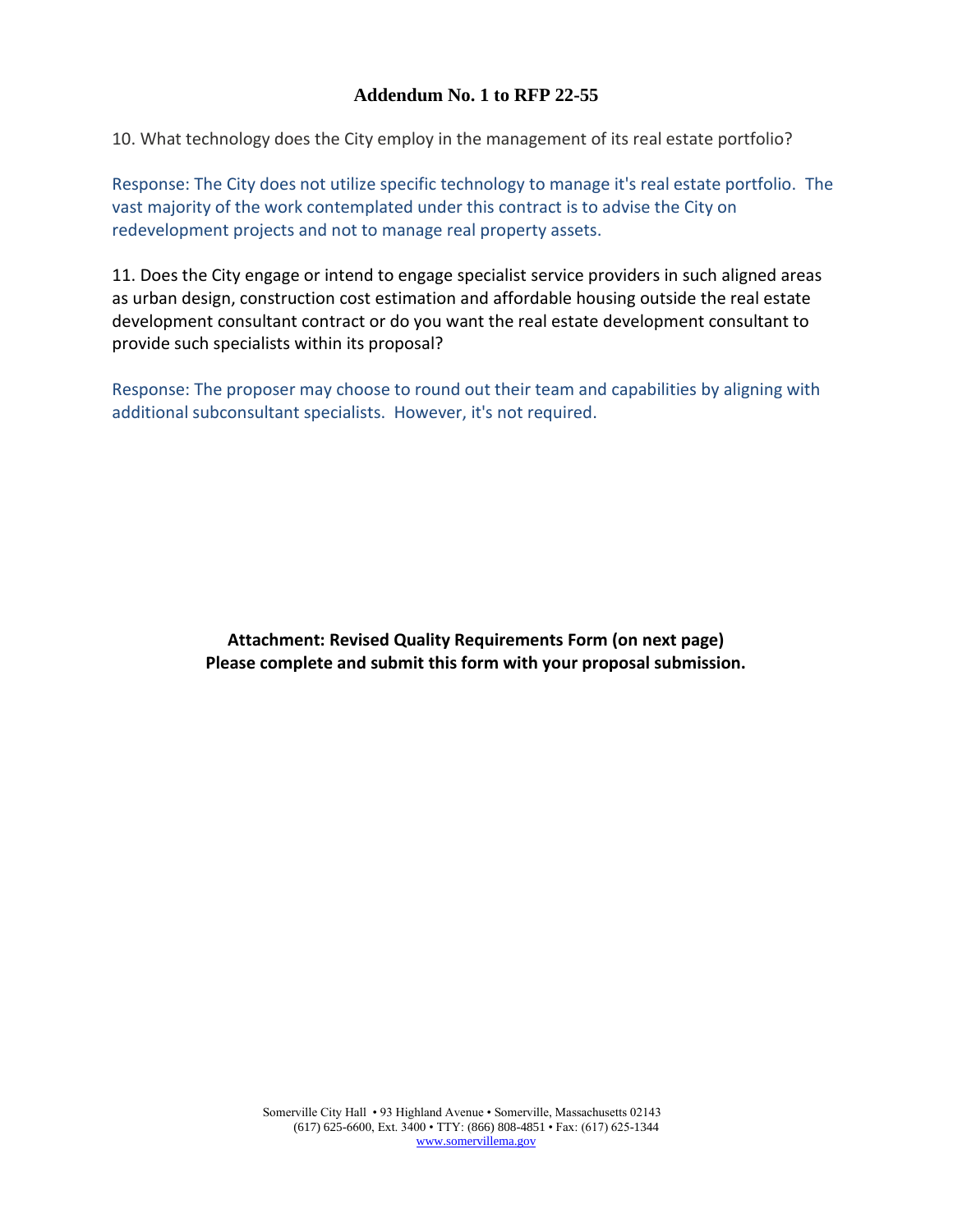**Addendum No. 1 to RFP 22-55**

10. What technology does the City employ in the management of its real estate portfolio?

Response: The City does not utilize specific technology to manage it's real estate portfolio. The vast majority of the work contemplated under this contract is to advise the City on redevelopment projects and not to manage real property assets.

11. Does the City engage or intend to engage specialist service providers in such aligned areas as urban design, construction cost estimation and affordable housing outside the real estate development consultant contract or do you want the real estate development consultant to provide such specialists within its proposal?

Response: The proposer may choose to round out their team and capabilities by aligning with additional subconsultant specialists. However, it's not required.

**Attachment: Revised Quality Requirements Form (on next page)**
**Please complete and submit this form with your proposal submission.**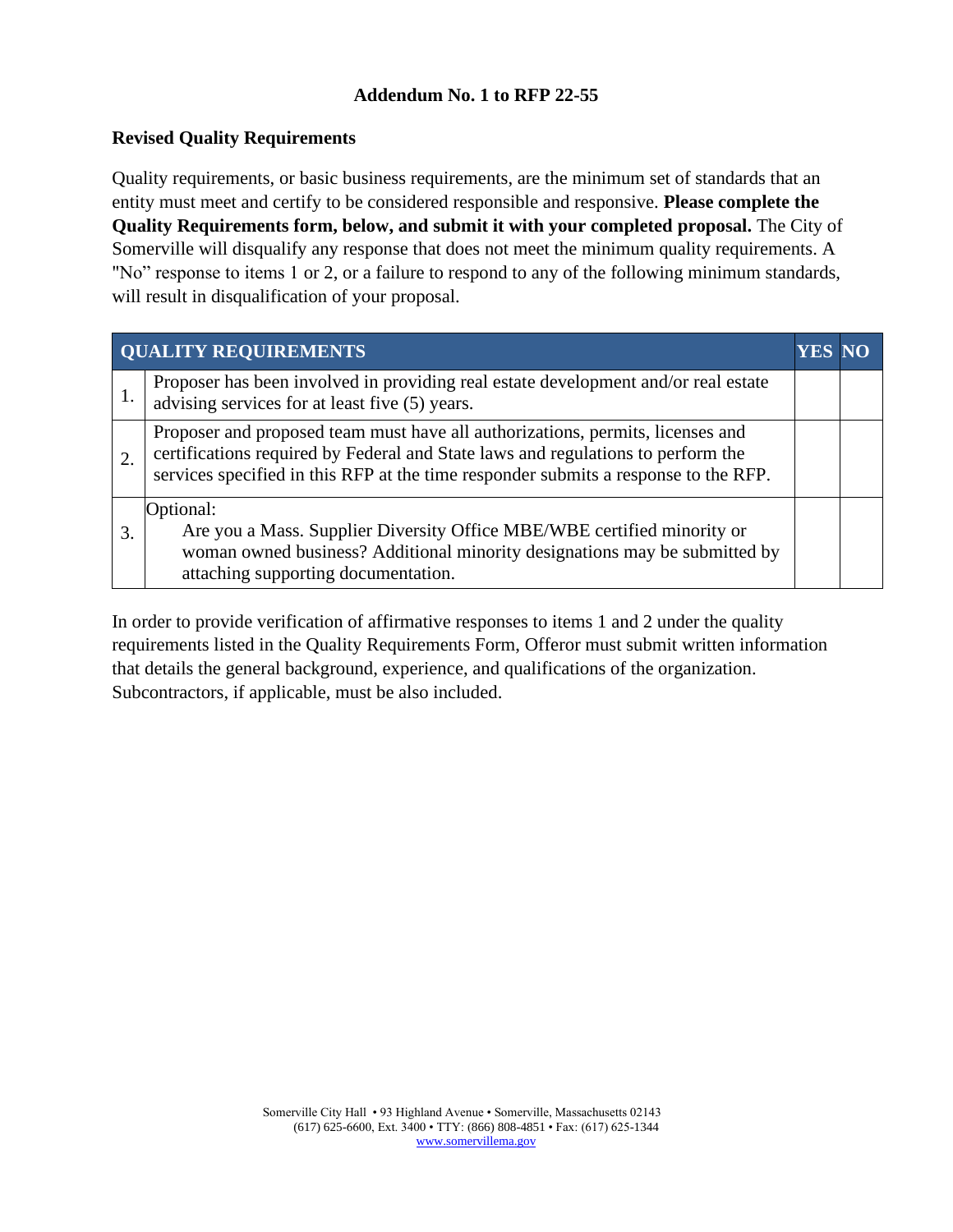**Addendum No. 1 to RFP 22-55**

**Revised Quality Requirements**

Quality requirements, or basic business requirements, are the minimum set of standards that an entity must meet and certify to be considered responsible and responsive. **Please complete the Quality Requirements form, below, and submit it with your completed proposal.** The City of Somerville will disqualify any response that does not meet the minimum quality requirements. A "No" response to items 1 or 2, or a failure to respond to any of the following minimum standards, will result in disqualification of your proposal.

| | QUALITY REQUIREMENTS | YES | NO |
|---|---|---|---|
| 1. | Proposer has been involved in providing real estate development and/or real estate advising services for at least five (5) years. | | |
| 2. | Proposer and proposed team must have all authorizations, permits, licenses and certifications required by Federal and State laws and regulations to perform the services specified in this RFP at the time responder submits a response to the RFP. | | |
| 3. | Optional: Are you a Mass. Supplier Diversity Office MBE/WBE certified minority or woman owned business? Additional minority designations may be submitted by attaching supporting documentation. | | |

In order to provide verification of affirmative responses to items 1 and 2 under the quality requirements listed in the Quality Requirements Form, Offeror must submit written information that details the general background, experience, and qualifications of the organization. Subcontractors, if applicable, must be also included.